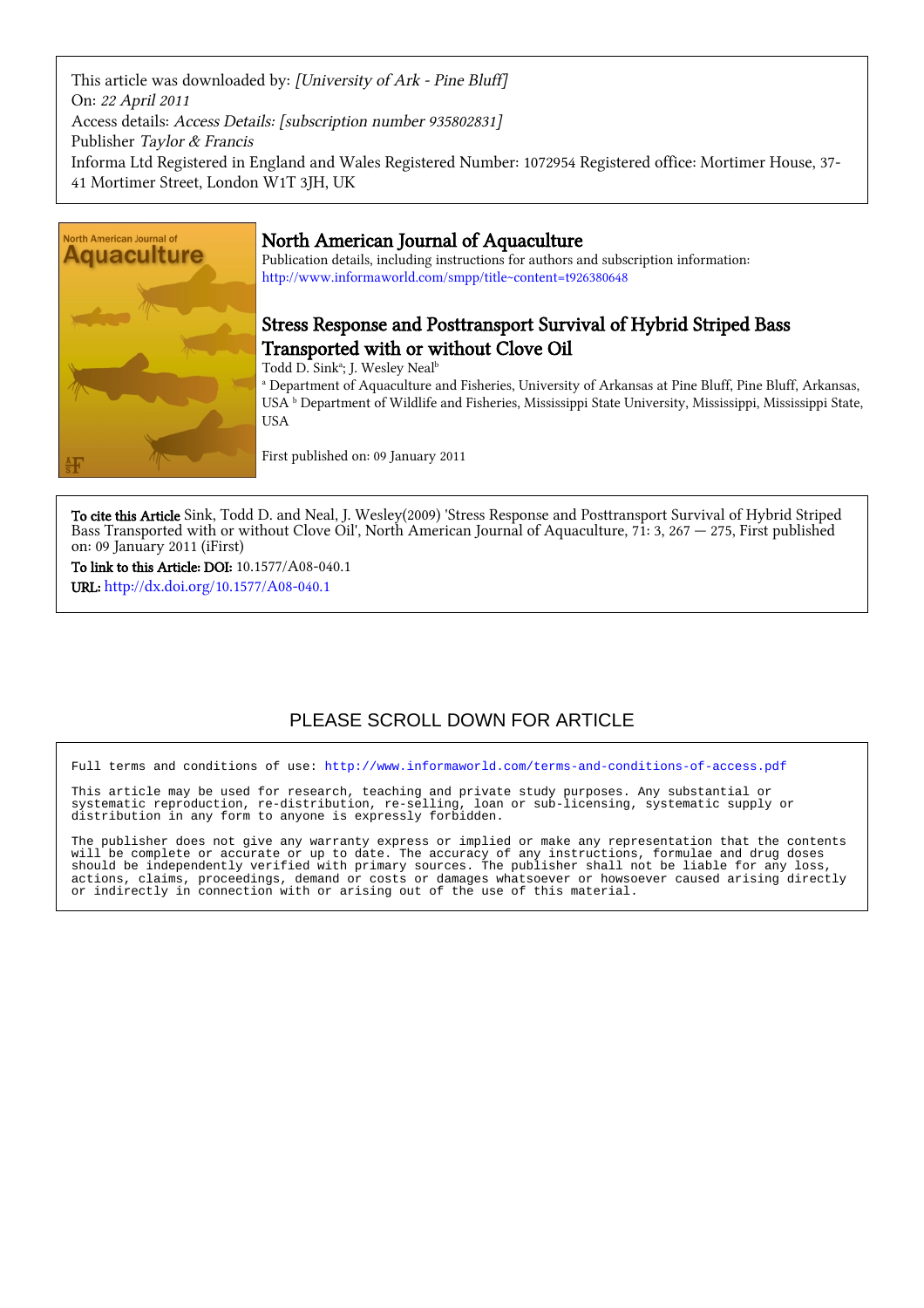This article was downloaded by: *[University of Ark - Pine Bluff]*
On: *22 April 2011*
Access details: *Access Details: [subscription number 935802831]*
Publisher *Taylor & Francis*
Informa Ltd Registered in England and Wales Registered Number: 1072954 Registered office: Mortimer House, 37-41 Mortimer Street, London W1T 3JH, UK

# North American Journal of Aquaculture

Publication details, including instructions for authors and subscription information:
http://www.informaworld.com/smpp/title~content=t926380648

## Stress Response and Posttransport Survival of Hybrid Striped Bass Transported with or without Clove Oil

Todd D. Sink[a]; J. Wesley Neal[b]

[a] Department of Aquaculture and Fisheries, University of Arkansas at Pine Bluff, Pine Bluff, Arkansas, USA [b] Department of Wildlife and Fisheries, Mississippi State University, Mississippi, Mississippi State, USA

First published on: 09 January 2011

**To cite this Article** Sink, Todd D. and Neal, J. Wesley(2009) 'Stress Response and Posttransport Survival of Hybrid Striped Bass Transported with or without Clove Oil', North American Journal of Aquaculture, 71: 3, 267 — 275, First published on: 09 January 2011 (iFirst)

**To link to this Article: DOI:** 10.1577/A08-040.1

**URL:** http://dx.doi.org/10.1577/A08-040.1

PLEASE SCROLL DOWN FOR ARTICLE

Full terms and conditions of use: http://www.informaworld.com/terms-and-conditions-of-access.pdf

This article may be used for research, teaching and private study purposes. Any substantial or systematic reproduction, re-distribution, re-selling, loan or sub-licensing, systematic supply or distribution in any form to anyone is expressly forbidden.

The publisher does not give any warranty express or implied or make any representation that the contents will be complete or accurate or up to date. The accuracy of any instructions, formulae and drug doses should be independently verified with primary sources. The publisher shall not be liable for any loss, actions, claims, proceedings, demand or costs or damages whatsoever or howsoever caused arising directly or indirectly in connection with or arising out of the use of this material.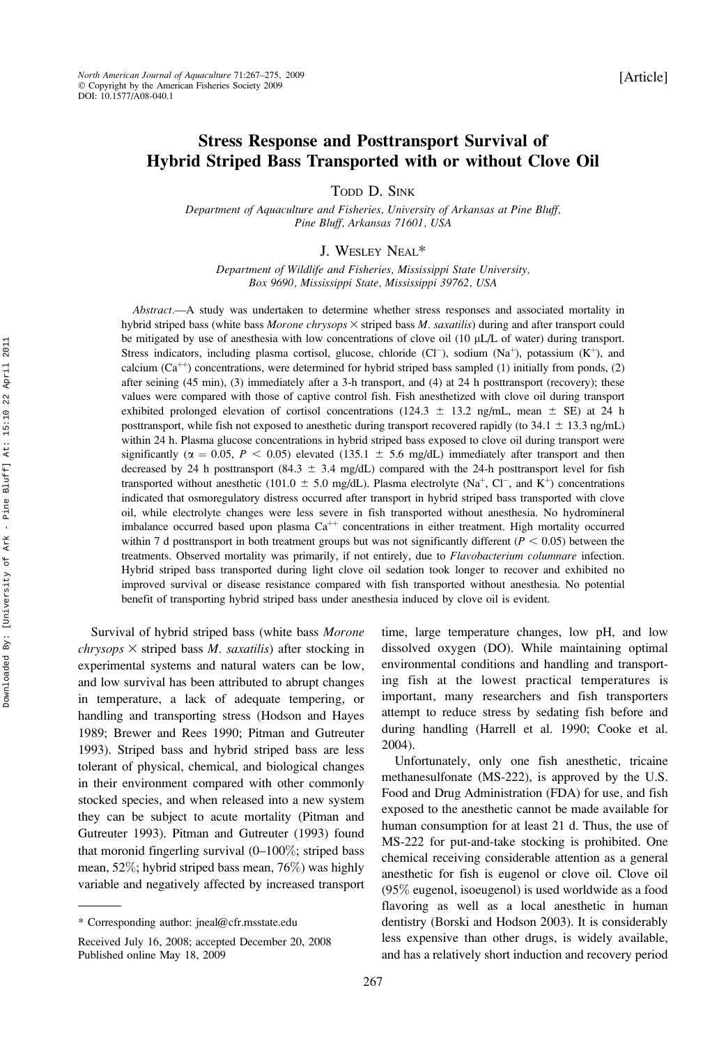[Article]

# Stress Response and Posttransport Survival of Hybrid Striped Bass Transported with or without Clove Oil

TODD D. SINK

*Department of Aquaculture and Fisheries, University of Arkansas at Pine Bluff, Pine Bluff, Arkansas 71601, USA*

J. WESLEY NEAL*

*Department of Wildlife and Fisheries, Mississippi State University, Box 9690, Mississippi State, Mississippi 39762, USA*

*Abstract.*—A study was undertaken to determine whether stress responses and associated mortality in hybrid striped bass (white bass *Morone chrysops* × striped bass *M. saxatilis*) during and after transport could be mitigated by use of anesthesia with low concentrations of clove oil (10 μL/L of water) during transport. Stress indicators, including plasma cortisol, glucose, chloride ($Cl^-$), sodium ($Na^+$), potassium ($K^+$), and calcium ($Ca^{++}$) concentrations, were determined for hybrid striped bass sampled (1) initially from ponds, (2) after seining (45 min), (3) immediately after a 3-h transport, and (4) at 24 h posttransport (recovery); these values were compared with those of captive control fish. Fish anesthetized with clove oil during transport exhibited prolonged elevation of cortisol concentrations (124.3 ± 13.2 ng/mL, mean ± SE) at 24 h posttransport, while fish not exposed to anesthetic during transport recovered rapidly (to 34.1 ± 13.3 ng/mL) within 24 h. Plasma glucose concentrations in hybrid striped bass exposed to clove oil during transport were significantly ($\alpha = 0.05$, $P < 0.05$) elevated (135.1 ± 5.6 mg/dL) immediately after transport and then decreased by 24 h posttransport (84.3 ± 3.4 mg/dL) compared with the 24-h posttransport level for fish transported without anesthetic (101.0 ± 5.0 mg/dL). Plasma electrolyte ($Na^+$, $Cl^-$, and $K^+$) concentrations indicated that osmoregulatory distress occurred after transport in hybrid striped bass transported with clove oil, while electrolyte changes were less severe in fish transported without anesthesia. No hydromineral imbalance occurred based upon plasma $Ca^{++}$ concentrations in either treatment. High mortality occurred within 7 d posttransport in both treatment groups but was not significantly different ($P < 0.05$) between the treatments. Observed mortality was primarily, if not entirely, due to *Flavobacterium columnare* infection. Hybrid striped bass transported during light clove oil sedation took longer to recover and exhibited no improved survival or disease resistance compared with fish transported without anesthesia. No potential benefit of transporting hybrid striped bass under anesthesia induced by clove oil is evident.

Survival of hybrid striped bass (white bass *Morone chrysops* × striped bass *M. saxatilis*) after stocking in experimental systems and natural waters can be low, and low survival has been attributed to abrupt changes in temperature, a lack of adequate tempering, or handling and transporting stress (Hodson and Hayes 1989; Brewer and Rees 1990; Pitman and Gutreuter 1993). Striped bass and hybrid striped bass are less tolerant of physical, chemical, and biological changes in their environment compared with other commonly stocked species, and when released into a new system they can be subject to acute mortality (Pitman and Gutreuter 1993). Pitman and Gutreuter (1993) found that moronid fingerling survival (0–100%; striped bass mean, 52%; hybrid striped bass mean, 76%) was highly variable and negatively affected by increased transport time, large temperature changes, low pH, and low dissolved oxygen (DO). While maintaining optimal environmental conditions and handling and transporting fish at the lowest practical temperatures is important, many researchers and fish transporters attempt to reduce stress by sedating fish before and during handling (Harrell et al. 1990; Cooke et al. 2004).

Unfortunately, only one fish anesthetic, tricaine methanesulfonate (MS-222), is approved by the U.S. Food and Drug Administration (FDA) for use, and fish exposed to the anesthetic cannot be made available for human consumption for at least 21 d. Thus, the use of MS-222 for put-and-take stocking is prohibited. One chemical receiving considerable attention as a general anesthetic for fish is eugenol or clove oil. Clove oil (95% eugenol, isoeugenol) is used worldwide as a food flavoring as well as a local anesthetic in human dentistry (Borski and Hodson 2003). It is considerably less expensive than other drugs, is widely available, and has a relatively short induction and recovery period

---

* Corresponding author: jneal@cfr.msstate.edu

Received July 16, 2008; accepted December 20, 2008
Published online May 18, 2009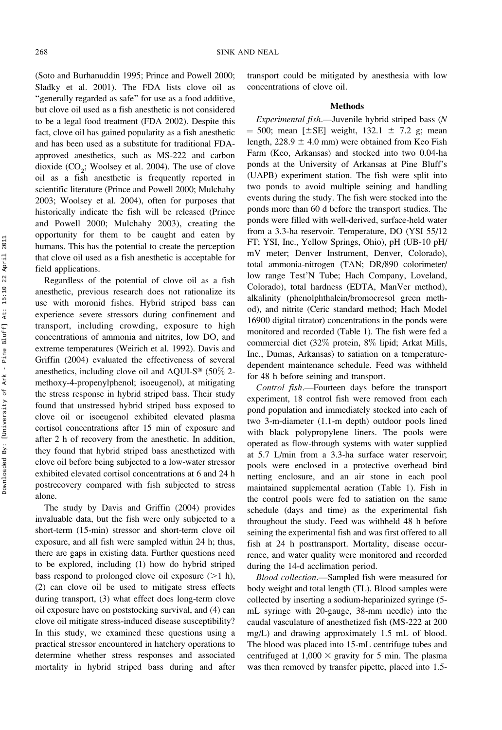(Soto and Burhanuddin 1995; Prince and Powell 2000; Sladky et al. 2001). The FDA lists clove oil as "generally regarded as safe" for use as a food additive, but clove oil used as a fish anesthetic is not considered to be a legal food treatment (FDA 2002). Despite this fact, clove oil has gained popularity as a fish anesthetic and has been used as a substitute for traditional FDA-approved anesthetics, such as MS-222 and carbon dioxide ($CO_2$; Woolsey et al. 2004). The use of clove oil as a fish anesthetic is frequently reported in scientific literature (Prince and Powell 2000; Mulchahy 2003; Woolsey et al. 2004), often for purposes that historically indicate the fish will be released (Prince and Powell 2000; Mulchahy 2003), creating the opportunity for them to be caught and eaten by humans. This has the potential to create the perception that clove oil used as a fish anesthetic is acceptable for field applications.

Regardless of the potential of clove oil as a fish anesthetic, previous research does not rationalize its use with moronid fishes. Hybrid striped bass can experience severe stressors during confinement and transport, including crowding, exposure to high concentrations of ammonia and nitrites, low DO, and extreme temperatures (Weirich et al. 1992). Davis and Griffin (2004) evaluated the effectiveness of several anesthetics, including clove oil and AQUI-S® (50% 2-methoxy-4-propenylphenol; isoeugenol), at mitigating the stress response in hybrid striped bass. Their study found that unstressed hybrid striped bass exposed to clove oil or isoeugenol exhibited elevated plasma cortisol concentrations after 15 min of exposure and after 2 h of recovery from the anesthetic. In addition, they found that hybrid striped bass anesthetized with clove oil before being subjected to a low-water stressor exhibited elevated cortisol concentrations at 6 and 24 h postrecovery compared with fish subjected to stress alone.

The study by Davis and Griffin (2004) provides invaluable data, but the fish were only subjected to a short-term (15-min) stressor and short-term clove oil exposure, and all fish were sampled within 24 h; thus, there are gaps in existing data. Further questions need to be explored, including (1) how do hybrid striped bass respond to prolonged clove oil exposure (>1 h), (2) can clove oil be used to mitigate stress effects during transport, (3) what effect does long-term clove oil exposure have on poststocking survival, and (4) can clove oil mitigate stress-induced disease susceptibility? In this study, we examined these questions using a practical stressor encountered in hatchery operations to determine whether stress responses and associated mortality in hybrid striped bass during and after transport could be mitigated by anesthesia with low concentrations of clove oil.

## Methods

*Experimental fish*.—Juvenile hybrid striped bass ($N$ = 500; mean [±SE] weight, 132.1 ± 7.2 g; mean length, 228.9 ± 4.0 mm) were obtained from Keo Fish Farm (Keo, Arkansas) and stocked into two 0.04-ha ponds at the University of Arkansas at Pine Bluff's (UAPB) experiment station. The fish were split into two ponds to avoid multiple seining and handling events during the study. The fish were stocked into the ponds more than 60 d before the transport studies. The ponds were filled with well-derived, surface-held water from a 3.3-ha reservoir. Temperature, DO (YSI 55/12 FT; YSI, Inc., Yellow Springs, Ohio), pH (UB-10 pH/mV meter; Denver Instrument, Denver, Colorado), total ammonia-nitrogen (TAN; DR/890 colorimeter/low range Test'N Tube; Hach Company, Loveland, Colorado), total hardness (EDTA, ManVer method), alkalinity (phenolphthalein/bromocresol green method), and nitrite (Ceric standard method; Hach Model 16900 digital titrator) concentrations in the ponds were monitored and recorded (Table 1). The fish were fed a commercial diet (32% protein, 8% lipid; Arkat Mills, Inc., Dumas, Arkansas) to satiation on a temperature-dependent maintenance schedule. Feed was withheld for 48 h before seining and transport.

*Control fish*.—Fourteen days before the transport experiment, 18 control fish were removed from each pond population and immediately stocked into each of two 3-m-diameter (1.1-m depth) outdoor pools lined with black polypropylene liners. The pools were operated as flow-through systems with water supplied at 5.7 L/min from a 3.3-ha surface water reservoir; pools were enclosed in a protective overhead bird netting enclosure, and an air stone in each pool maintained supplemental aeration (Table 1). Fish in the control pools were fed to satiation on the same schedule (days and time) as the experimental fish throughout the study. Feed was withheld 48 h before seining the experimental fish and was first offered to all fish at 24 h posttransport. Mortality, disease occurrence, and water quality were monitored and recorded during the 14-d acclimation period.

*Blood collection*.—Sampled fish were measured for body weight and total length (TL). Blood samples were collected by inserting a sodium-heparinized syringe (5-mL syringe with 20-gauge, 38-mm needle) into the caudal vasculature of anesthetized fish (MS-222 at 200 mg/L) and drawing approximately 1.5 mL of blood. The blood was placed into 15-mL centrifuge tubes and centrifuged at 1,000 × gravity for 5 min. The plasma was then removed by transfer pipette, placed into 1.5-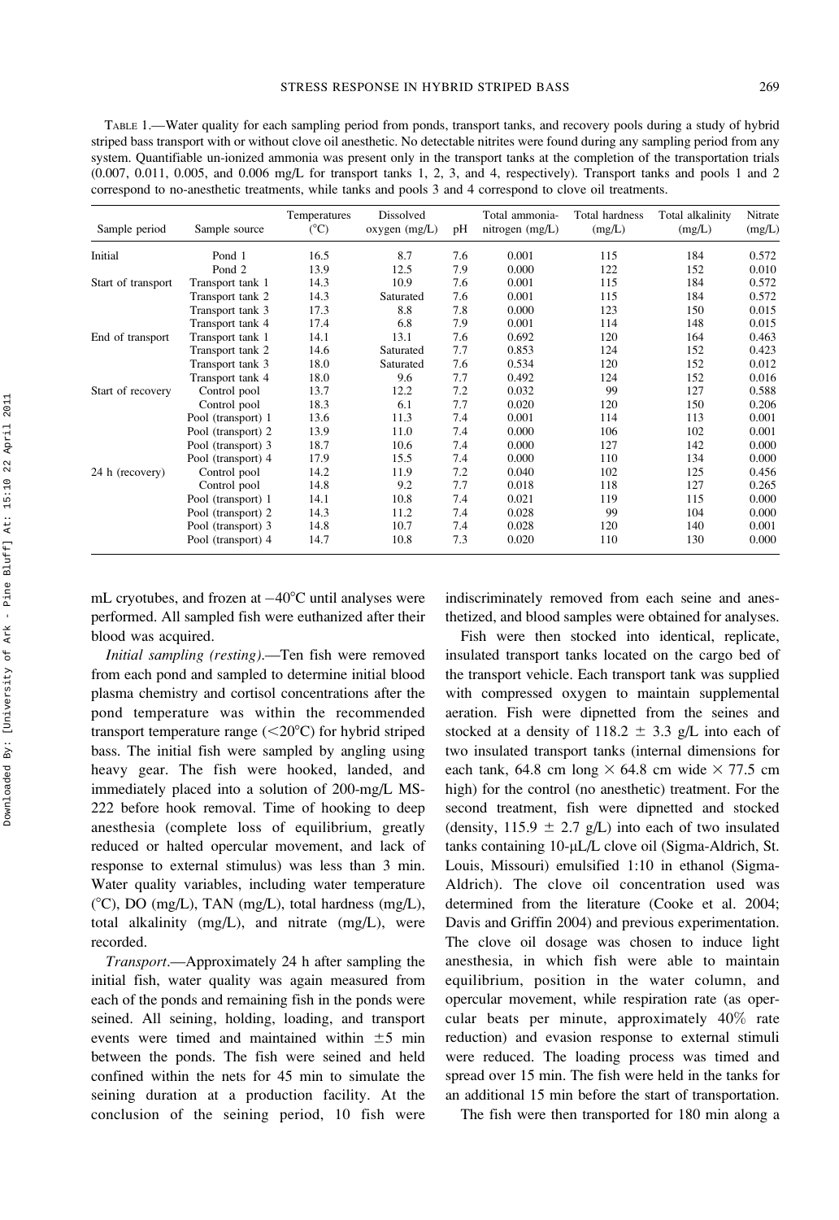TABLE 1.—Water quality for each sampling period from ponds, transport tanks, and recovery pools during a study of hybrid striped bass transport with or without clove oil anesthetic. No detectable nitrites were found during any sampling period from any system. Quantifiable un-ionized ammonia was present only in the transport tanks at the completion of the transportation trials (0.007, 0.011, 0.005, and 0.006 mg/L for transport tanks 1, 2, 3, and 4, respectively). Transport tanks and pools 1 and 2 correspond to no-anesthetic treatments, while tanks and pools 3 and 4 correspond to clove oil treatments.

| Sample period | Sample source | Temperatures (°C) | Dissolved oxygen (mg/L) | pH | Total ammonia-nitrogen (mg/L) | Total hardness (mg/L) | Total alkalinity (mg/L) | Nitrate (mg/L) |
|---|---|---|---|---|---|---|---|---|
| Initial | Pond 1 | 16.5 | 8.7 | 7.6 | 0.001 | 115 | 184 | 0.572 |
| | Pond 2 | 13.9 | 12.5 | 7.9 | 0.000 | 122 | 152 | 0.010 |
| Start of transport | Transport tank 1 | 14.3 | 10.9 | 7.6 | 0.001 | 115 | 184 | 0.572 |
| | Transport tank 2 | 14.3 | Saturated | 7.6 | 0.001 | 115 | 184 | 0.572 |
| | Transport tank 3 | 17.3 | 8.8 | 7.8 | 0.000 | 123 | 150 | 0.015 |
| | Transport tank 4 | 17.4 | 6.8 | 7.9 | 0.001 | 114 | 148 | 0.015 |
| End of transport | Transport tank 1 | 14.1 | 13.1 | 7.6 | 0.692 | 120 | 164 | 0.463 |
| | Transport tank 2 | 14.6 | Saturated | 7.7 | 0.853 | 124 | 152 | 0.423 |
| | Transport tank 3 | 18.0 | Saturated | 7.6 | 0.534 | 120 | 152 | 0.012 |
| | Transport tank 4 | 18.0 | 9.6 | 7.7 | 0.492 | 124 | 152 | 0.016 |
| Start of recovery | Control pool | 13.7 | 12.2 | 7.2 | 0.032 | 99 | 127 | 0.588 |
| | Control pool | 18.3 | 6.1 | 7.7 | 0.020 | 120 | 150 | 0.206 |
| | Pool (transport) 1 | 13.6 | 11.3 | 7.4 | 0.001 | 114 | 113 | 0.001 |
| | Pool (transport) 2 | 13.9 | 11.0 | 7.4 | 0.000 | 106 | 102 | 0.001 |
| | Pool (transport) 3 | 18.7 | 10.6 | 7.4 | 0.000 | 127 | 142 | 0.000 |
| | Pool (transport) 4 | 17.9 | 15.5 | 7.4 | 0.000 | 110 | 134 | 0.000 |
| 24 h (recovery) | Control pool | 14.2 | 11.9 | 7.2 | 0.040 | 102 | 125 | 0.456 |
| | Control pool | 14.8 | 9.2 | 7.7 | 0.018 | 118 | 127 | 0.265 |
| | Pool (transport) 1 | 14.1 | 10.8 | 7.4 | 0.021 | 119 | 115 | 0.000 |
| | Pool (transport) 2 | 14.3 | 11.2 | 7.4 | 0.028 | 99 | 104 | 0.000 |
| | Pool (transport) 3 | 14.8 | 10.7 | 7.4 | 0.028 | 120 | 140 | 0.001 |
| | Pool (transport) 4 | 14.7 | 10.8 | 7.3 | 0.020 | 110 | 130 | 0.000 |

mL cryotubes, and frozen at −40°C until analyses were performed. All sampled fish were euthanized after their blood was acquired.

*Initial sampling (resting)*.—Ten fish were removed from each pond and sampled to determine initial blood plasma chemistry and cortisol concentrations after the pond temperature was within the recommended transport temperature range (<20°C) for hybrid striped bass. The initial fish were sampled by angling using heavy gear. The fish were hooked, landed, and immediately placed into a solution of 200-mg/L MS-222 before hook removal. Time of hooking to deep anesthesia (complete loss of equilibrium, greatly reduced or halted opercular movement, and lack of response to external stimulus) was less than 3 min. Water quality variables, including water temperature (°C), DO (mg/L), TAN (mg/L), total hardness (mg/L), total alkalinity (mg/L), and nitrate (mg/L), were recorded.

*Transport*.—Approximately 24 h after sampling the initial fish, water quality was again measured from each of the ponds and remaining fish in the ponds were seined. All seining, holding, loading, and transport events were timed and maintained within ±5 min between the ponds. The fish were seined and held confined within the nets for 45 min to simulate the seining duration at a production facility. At the conclusion of the seining period, 10 fish were indiscriminately removed from each seine and anesthetized, and blood samples were obtained for analyses.

Fish were then stocked into identical, replicate, insulated transport tanks located on the cargo bed of the transport vehicle. Each transport tank was supplied with compressed oxygen to maintain supplemental aeration. Fish were dipnetted from the seines and stocked at a density of 118.2 ± 3.3 g/L into each of two insulated transport tanks (internal dimensions for each tank, 64.8 cm long × 64.8 cm wide × 77.5 cm high) for the control (no anesthetic) treatment. For the second treatment, fish were dipnetted and stocked (density, 115.9 ± 2.7 g/L) into each of two insulated tanks containing 10-μL/L clove oil (Sigma-Aldrich, St. Louis, Missouri) emulsified 1:10 in ethanol (Sigma-Aldrich). The clove oil concentration used was determined from the literature (Cooke et al. 2004; Davis and Griffin 2004) and previous experimentation. The clove oil dosage was chosen to induce light anesthesia, in which fish were able to maintain equilibrium, position in the water column, and opercular movement, while respiration rate (as opercular beats per minute, approximately 40% rate reduction) and evasion response to external stimuli were reduced. The loading process was timed and spread over 15 min. The fish were held in the tanks for an additional 15 min before the start of transportation.

The fish were then transported for 180 min along a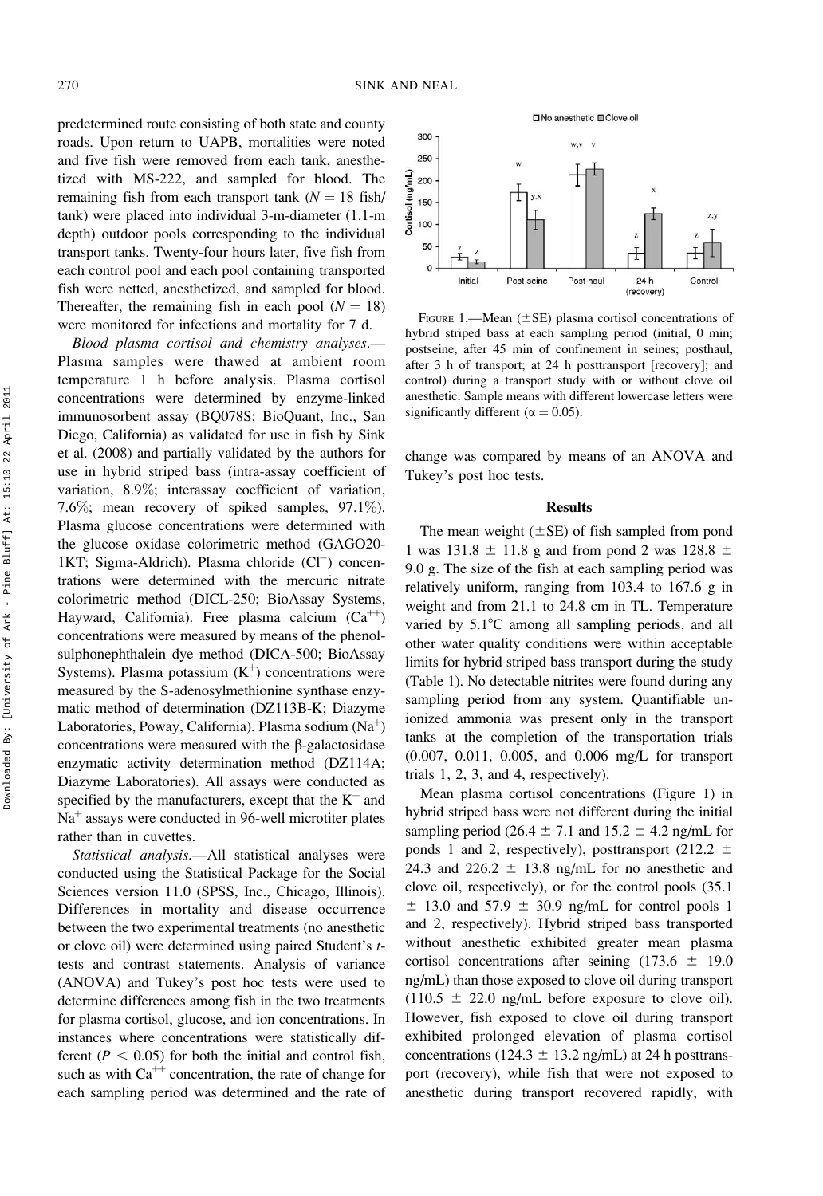predetermined route consisting of both state and county roads. Upon return to UAPB, mortalities were noted and five fish were removed from each tank, anesthetized with MS-222, and sampled for blood. The remaining fish from each transport tank ($N = 18$ fish/tank) were placed into individual 3-m-diameter (1.1-m depth) outdoor pools corresponding to the individual transport tanks. Twenty-four hours later, five fish from each control pool and each pool containing transported fish were netted, anesthetized, and sampled for blood. Thereafter, the remaining fish in each pool ($N = 18$) were monitored for infections and mortality for 7 d.

*Blood plasma cortisol and chemistry analyses.*—Plasma samples were thawed at ambient room temperature 1 h before analysis. Plasma cortisol concentrations were determined by enzyme-linked immunosorbent assay (BQ078S; BioQuant, Inc., San Diego, California) as validated for use in fish by Sink et al. (2008) and partially validated by the authors for use in hybrid striped bass (intra-assay coefficient of variation, 8.9%; interassay coefficient of variation, 7.6%; mean recovery of spiked samples, 97.1%). Plasma glucose concentrations were determined with the glucose oxidase colorimetric method (GAGO20-1KT; Sigma-Aldrich). Plasma chloride ($Cl^-$) concentrations were determined with the mercuric nitrate colorimetric method (DICL-250; BioAssay Systems, Hayward, California). Free plasma calcium ($Ca^{++}$) concentrations were measured by means of the phenolsulphonephthalein dye method (DICA-500; BioAssay Systems). Plasma potassium ($K^+$) concentrations were measured by the S-adenosylmethionine synthase enzymatic method of determination (DZ113B-K; Diazyme Laboratories, Poway, California). Plasma sodium ($Na^+$) concentrations were measured with the β-galactosidase enzymatic activity determination method (DZ114A; Diazyme Laboratories). All assays were conducted as specified by the manufacturers, except that the $K^+$ and $Na^+$ assays were conducted in 96-well microtiter plates rather than in cuvettes.

*Statistical analysis.*—All statistical analyses were conducted using the Statistical Package for the Social Sciences version 11.0 (SPSS, Inc., Chicago, Illinois). Differences in mortality and disease occurrence between the two experimental treatments (no anesthetic or clove oil) were determined using paired Student's *t*-tests and contrast statements. Analysis of variance (ANOVA) and Tukey's post hoc tests were used to determine differences among fish in the two treatments for plasma cortisol, glucose, and ion concentrations. In instances where concentrations were statistically different ($P < 0.05$) for both the initial and control fish, such as with $Ca^{++}$ concentration, the rate of change for each sampling period was determined and the rate of change was compared by means of an ANOVA and Tukey's post hoc tests.

FIGURE 1.—Mean (±SE) plasma cortisol concentrations of hybrid striped bass at each sampling period (initial, 0 min; postseine, after 45 min of confinement in seines; posthaul, after 3 h of transport; at 24 h posttransport [recovery]; and control) during a transport study with or without clove oil anesthetic. Sample means with different lowercase letters were significantly different ($\alpha = 0.05$).

## Results

The mean weight (±SE) of fish sampled from pond 1 was 131.8 ± 11.8 g and from pond 2 was 128.8 ± 9.0 g. The size of the fish at each sampling period was relatively uniform, ranging from 103.4 to 167.6 g in weight and from 21.1 to 24.8 cm in TL. Temperature varied by 5.1°C among all sampling periods, and all other water quality conditions were within acceptable limits for hybrid striped bass transport during the study (Table 1). No detectable nitrites were found during any sampling period from any system. Quantifiable un-ionized ammonia was present only in the transport tanks at the completion of the transportation trials (0.007, 0.011, 0.005, and 0.006 mg/L for transport trials 1, 2, 3, and 4, respectively).

Mean plasma cortisol concentrations (Figure 1) in hybrid striped bass were not different during the initial sampling period (26.4 ± 7.1 and 15.2 ± 4.2 ng/mL for ponds 1 and 2, respectively), posttransport (212.2 ± 24.3 and 226.2 ± 13.8 ng/mL for no anesthetic and clove oil, respectively), or for the control pools (35.1 ± 13.0 and 57.9 ± 30.9 ng/mL for control pools 1 and 2, respectively). Hybrid striped bass transported without anesthetic exhibited greater mean plasma cortisol concentrations after seining (173.6 ± 19.0 ng/mL) than those exposed to clove oil during transport (110.5 ± 22.0 ng/mL before exposure to clove oil). However, fish exposed to clove oil during transport exhibited prolonged elevation of plasma cortisol concentrations (124.3 ± 13.2 ng/mL) at 24 h posttransport (recovery), while fish that were not exposed to anesthetic during transport recovered rapidly, with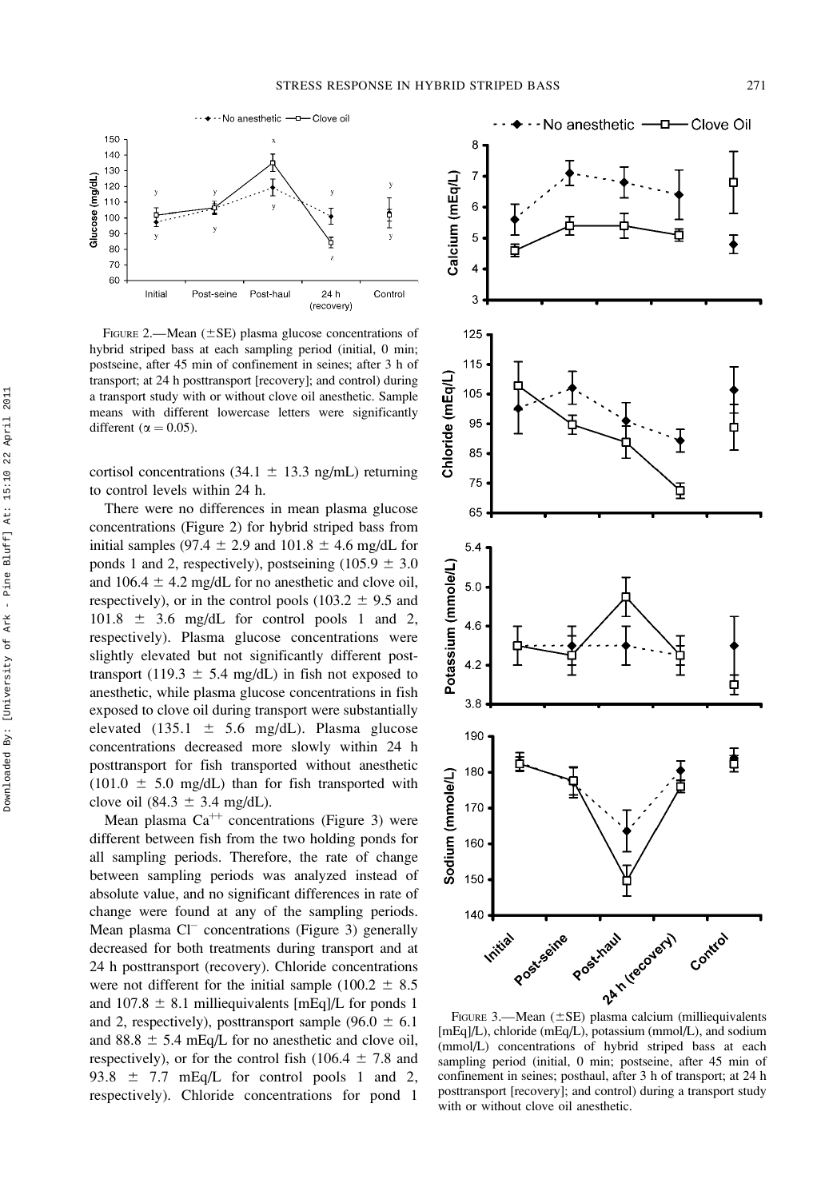FIGURE 2.—Mean (±SE) plasma glucose concentrations of hybrid striped bass at each sampling period (initial, 0 min; postseine, after 45 min of confinement in seines; after 3 h of transport; at 24 h posttransport [recovery]; and control) during a transport study with or without clove oil anesthetic. Sample means with different lowercase letters were significantly different ($\alpha = 0.05$).

cortisol concentrations (34.1 ± 13.3 ng/mL) returning to control levels within 24 h.

There were no differences in mean plasma glucose concentrations (Figure 2) for hybrid striped bass from initial samples (97.4 ± 2.9 and 101.8 ± 4.6 mg/dL for ponds 1 and 2, respectively), postseining (105.9 ± 3.0 and 106.4 ± 4.2 mg/dL for no anesthetic and clove oil, respectively), or in the control pools (103.2 ± 9.5 and 101.8 ± 3.6 mg/dL for control pools 1 and 2, respectively). Plasma glucose concentrations were slightly elevated but not significantly different posttransport (119.3 ± 5.4 mg/dL) in fish not exposed to anesthetic, while plasma glucose concentrations in fish exposed to clove oil during transport were substantially elevated (135.1 ± 5.6 mg/dL). Plasma glucose concentrations decreased more slowly within 24 h posttransport for fish transported without anesthetic (101.0 ± 5.0 mg/dL) than for fish transported with clove oil (84.3 ± 3.4 mg/dL).

Mean plasma $Ca^{++}$ concentrations (Figure 3) were different between fish from the two holding ponds for all sampling periods. Therefore, the rate of change between sampling periods was analyzed instead of absolute value, and no significant differences in rate of change were found at any of the sampling periods. Mean plasma $Cl^{-}$ concentrations (Figure 3) generally decreased for both treatments during transport and at 24 h posttransport (recovery). Chloride concentrations were not different for the initial sample (100.2 ± 8.5 and 107.8 ± 8.1 milliequivalents [mEq]/L for ponds 1 and 2, respectively), posttransport sample (96.0 ± 6.1 and 88.8 ± 5.4 mEq/L for no anesthetic and clove oil, respectively), or for the control fish (106.4 ± 7.8 and 93.8 ± 7.7 mEq/L for control pools 1 and 2, respectively). Chloride concentrations for pond 1

FIGURE 3.—Mean (±SE) plasma calcium (milliequivalents [mEq]/L), chloride (mEq/L), potassium (mmol/L), and sodium (mmol/L) concentrations of hybrid striped bass at each sampling period (initial, 0 min; postseine, after 45 min of confinement in seines; posthaul, after 3 h of transport; at 24 h posttransport [recovery]; and control) during a transport study with or without clove oil anesthetic.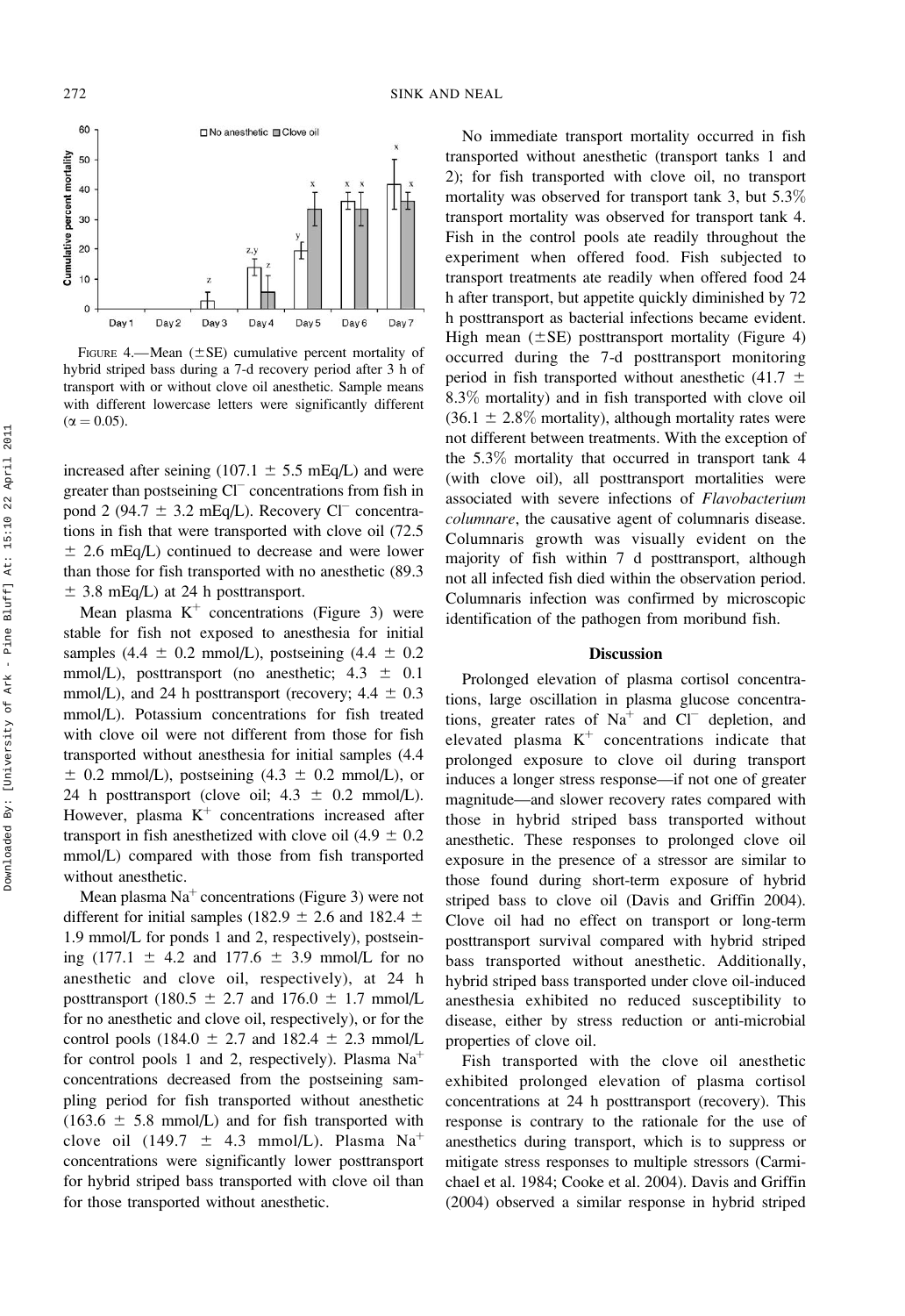FIGURE 4.—Mean (±SE) cumulative percent mortality of hybrid striped bass during a 7-d recovery period after 3 h of transport with or without clove oil anesthetic. Sample means with different lowercase letters were significantly different ($\alpha = 0.05$).

increased after seining (107.1 ± 5.5 mEq/L) and were greater than postseining $Cl^-$ concentrations from fish in pond 2 (94.7 ± 3.2 mEq/L). Recovery $Cl^-$ concentrations in fish that were transported with clove oil (72.5 ± 2.6 mEq/L) continued to decrease and were lower than those for fish transported with no anesthetic (89.3 ± 3.8 mEq/L) at 24 h posttransport.

Mean plasma $K^+$ concentrations (Figure 3) were stable for fish not exposed to anesthesia for initial samples (4.4 ± 0.2 mmol/L), postseining (4.4 ± 0.2 mmol/L), posttransport (no anesthetic; 4.3 ± 0.1 mmol/L), and 24 h posttransport (recovery; 4.4 ± 0.3 mmol/L). Potassium concentrations for fish treated with clove oil were not different from those for fish transported without anesthesia for initial samples (4.4 ± 0.2 mmol/L), postseining (4.3 ± 0.2 mmol/L), or 24 h posttransport (clove oil; 4.3 ± 0.2 mmol/L). However, plasma $K^+$ concentrations increased after transport in fish anesthetized with clove oil (4.9 ± 0.2 mmol/L) compared with those from fish transported without anesthetic.

Mean plasma $Na^+$ concentrations (Figure 3) were not different for initial samples (182.9 ± 2.6 and 182.4 ± 1.9 mmol/L for ponds 1 and 2, respectively), postseining (177.1 ± 4.2 and 177.6 ± 3.9 mmol/L for no anesthetic and clove oil, respectively), at 24 h posttransport (180.5 ± 2.7 and 176.0 ± 1.7 mmol/L for no anesthetic and clove oil, respectively), or for the control pools (184.0 ± 2.7 and 182.4 ± 2.3 mmol/L for control pools 1 and 2, respectively). Plasma $Na^+$ concentrations decreased from the postseining sampling period for fish transported without anesthetic (163.6 ± 5.8 mmol/L) and for fish transported with clove oil (149.7 ± 4.3 mmol/L). Plasma $Na^+$ concentrations were significantly lower posttransport for hybrid striped bass transported with clove oil than for those transported without anesthetic.

No immediate transport mortality occurred in fish transported without anesthetic (transport tanks 1 and 2); for fish transported with clove oil, no transport mortality was observed for transport tank 3, but 5.3% transport mortality was observed for transport tank 4. Fish in the control pools ate readily throughout the experiment when offered food. Fish subjected to transport treatments ate readily when offered food 24 h after transport, but appetite quickly diminished by 72 h posttransport as bacterial infections became evident. High mean (±SE) posttransport mortality (Figure 4) occurred during the 7-d posttransport monitoring period in fish transported without anesthetic (41.7 ± 8.3% mortality) and in fish transported with clove oil (36.1 ± 2.8% mortality), although mortality rates were not different between treatments. With the exception of the 5.3% mortality that occurred in transport tank 4 (with clove oil), all posttransport mortalities were associated with severe infections of *Flavobacterium columnare*, the causative agent of columnaris disease. Columnaris growth was visually evident on the majority of fish within 7 d posttransport, although not all infected fish died within the observation period. Columnaris infection was confirmed by microscopic identification of the pathogen from moribund fish.

## Discussion

Prolonged elevation of plasma cortisol concentrations, large oscillation in plasma glucose concentrations, greater rates of $Na^+$ and $Cl^-$ depletion, and elevated plasma $K^+$ concentrations indicate that prolonged exposure to clove oil during transport induces a longer stress response—if not one of greater magnitude—and slower recovery rates compared with those in hybrid striped bass transported without anesthetic. These responses to prolonged clove oil exposure in the presence of a stressor are similar to those found during short-term exposure of hybrid striped bass to clove oil (Davis and Griffin 2004). Clove oil had no effect on transport or long-term posttransport survival compared with hybrid striped bass transported without anesthetic. Additionally, hybrid striped bass transported under clove oil-induced anesthesia exhibited no reduced susceptibility to disease, either by stress reduction or anti-microbial properties of clove oil.

Fish transported with the clove oil anesthetic exhibited prolonged elevation of plasma cortisol concentrations at 24 h posttransport (recovery). This response is contrary to the rationale for the use of anesthetics during transport, which is to suppress or mitigate stress responses to multiple stressors (Carmichael et al. 1984; Cooke et al. 2004). Davis and Griffin (2004) observed a similar response in hybrid striped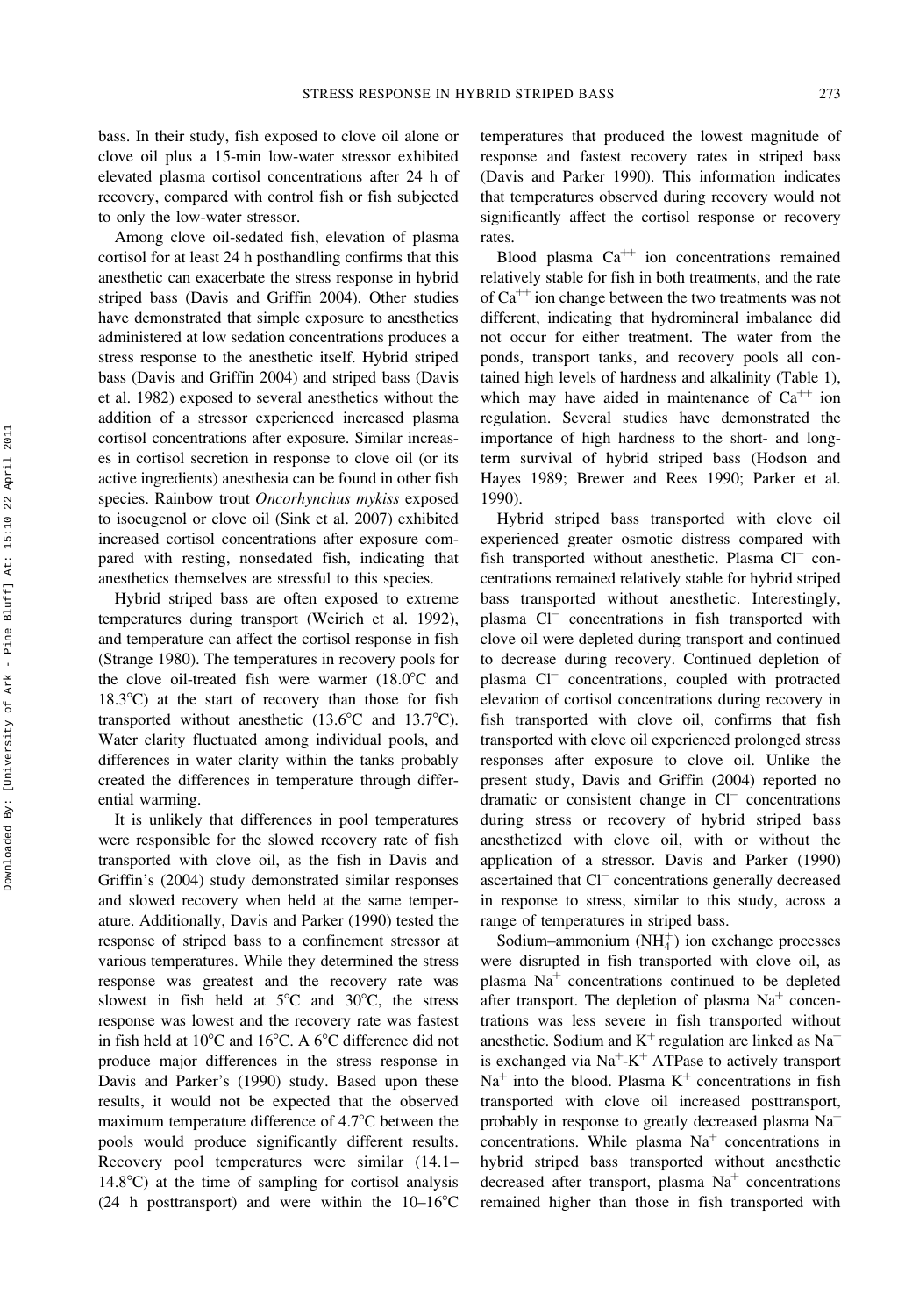bass. In their study, fish exposed to clove oil alone or clove oil plus a 15-min low-water stressor exhibited elevated plasma cortisol concentrations after 24 h of recovery, compared with control fish or fish subjected to only the low-water stressor.

Among clove oil-sedated fish, elevation of plasma cortisol for at least 24 h posthandling confirms that this anesthetic can exacerbate the stress response in hybrid striped bass (Davis and Griffin 2004). Other studies have demonstrated that simple exposure to anesthetics administered at low sedation concentrations produces a stress response to the anesthetic itself. Hybrid striped bass (Davis and Griffin 2004) and striped bass (Davis et al. 1982) exposed to several anesthetics without the addition of a stressor experienced increased plasma cortisol concentrations after exposure. Similar increases in cortisol secretion in response to clove oil (or its active ingredients) anesthesia can be found in other fish species. Rainbow trout *Oncorhynchus mykiss* exposed to isoeugenol or clove oil (Sink et al. 2007) exhibited increased cortisol concentrations after exposure compared with resting, nonsedated fish, indicating that anesthetics themselves are stressful to this species.

Hybrid striped bass are often exposed to extreme temperatures during transport (Weirich et al. 1992), and temperature can affect the cortisol response in fish (Strange 1980). The temperatures in recovery pools for the clove oil-treated fish were warmer (18.0°C and 18.3°C) at the start of recovery than those for fish transported without anesthetic (13.6°C and 13.7°C). Water clarity fluctuated among individual pools, and differences in water clarity within the tanks probably created the differences in temperature through differential warming.

It is unlikely that differences in pool temperatures were responsible for the slowed recovery rate of fish transported with clove oil, as the fish in Davis and Griffin's (2004) study demonstrated similar responses and slowed recovery when held at the same temperature. Additionally, Davis and Parker (1990) tested the response of striped bass to a confinement stressor at various temperatures. While they determined the stress response was greatest and the recovery rate was slowest in fish held at 5°C and 30°C, the stress response was lowest and the recovery rate was fastest in fish held at 10°C and 16°C. A 6°C difference did not produce major differences in the stress response in Davis and Parker's (1990) study. Based upon these results, it would not be expected that the observed maximum temperature difference of 4.7°C between the pools would produce significantly different results. Recovery pool temperatures were similar (14.1–14.8°C) at the time of sampling for cortisol analysis (24 h posttransport) and were within the 10–16°C temperatures that produced the lowest magnitude of response and fastest recovery rates in striped bass (Davis and Parker 1990). This information indicates that temperatures observed during recovery would not significantly affect the cortisol response or recovery rates.

Blood plasma $Ca^{++}$ ion concentrations remained relatively stable for fish in both treatments, and the rate of $Ca^{++}$ ion change between the two treatments was not different, indicating that hydromineral imbalance did not occur for either treatment. The water from the ponds, transport tanks, and recovery pools all contained high levels of hardness and alkalinity (Table 1), which may have aided in maintenance of $Ca^{++}$ ion regulation. Several studies have demonstrated the importance of high hardness to the short- and long-term survival of hybrid striped bass (Hodson and Hayes 1989; Brewer and Rees 1990; Parker et al. 1990).

Hybrid striped bass transported with clove oil experienced greater osmotic distress compared with fish transported without anesthetic. Plasma $Cl^-$ concentrations remained relatively stable for hybrid striped bass transported without anesthetic. Interestingly, plasma $Cl^-$ concentrations in fish transported with clove oil were depleted during transport and continued to decrease during recovery. Continued depletion of plasma $Cl^-$ concentrations, coupled with protracted elevation of cortisol concentrations during recovery in fish transported with clove oil, confirms that fish transported with clove oil experienced prolonged stress responses after exposure to clove oil. Unlike the present study, Davis and Griffin (2004) reported no dramatic or consistent change in $Cl^-$ concentrations during stress or recovery of hybrid striped bass anesthetized with clove oil, with or without the application of a stressor. Davis and Parker (1990) ascertained that $Cl^-$ concentrations generally decreased in response to stress, similar to this study, across a range of temperatures in striped bass.

Sodium–ammonium ($NH_4^+$) ion exchange processes were disrupted in fish transported with clove oil, as plasma $Na^+$ concentrations continued to be depleted after transport. The depletion of plasma $Na^+$ concentrations was less severe in fish transported without anesthetic. Sodium and $K^+$ regulation are linked as $Na^+$ is exchanged via $Na^+$-$K^+$ ATPase to actively transport $Na^+$ into the blood. Plasma $K^+$ concentrations in fish transported with clove oil increased posttransport, probably in response to greatly decreased plasma $Na^+$ concentrations. While plasma $Na^+$ concentrations in hybrid striped bass transported without anesthetic decreased after transport, plasma $Na^+$ concentrations remained higher than those in fish transported with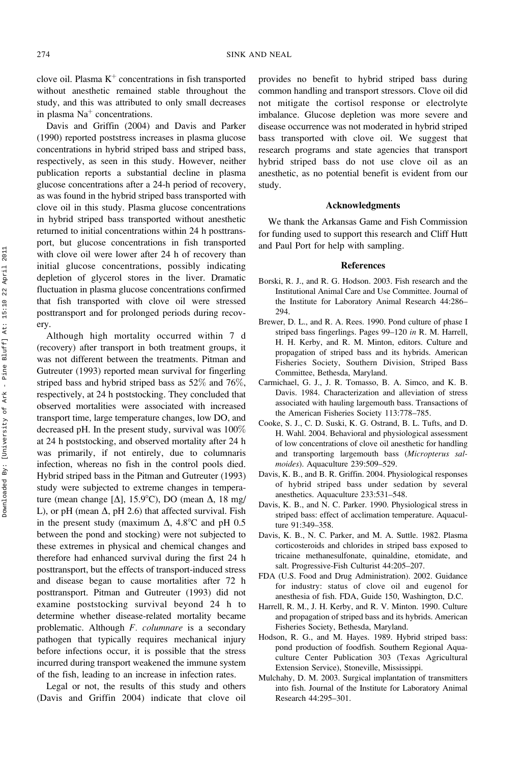clove oil. Plasma $K^+$ concentrations in fish transported without anesthetic remained stable throughout the study, and this was attributed to only small decreases in plasma $Na^+$ concentrations.

Davis and Griffin (2004) and Davis and Parker (1990) reported poststress increases in plasma glucose concentrations in hybrid striped bass and striped bass, respectively, as seen in this study. However, neither publication reports a substantial decline in plasma glucose concentrations after a 24-h period of recovery, as was found in the hybrid striped bass transported with clove oil in this study. Plasma glucose concentrations in hybrid striped bass transported without anesthetic returned to initial concentrations within 24 h posttransport, but glucose concentrations in fish transported with clove oil were lower after 24 h of recovery than initial glucose concentrations, possibly indicating depletion of glycerol stores in the liver. Dramatic fluctuation in plasma glucose concentrations confirmed that fish transported with clove oil were stressed posttransport and for prolonged periods during recovery.

Although high mortality occurred within 7 d (recovery) after transport in both treatment groups, it was not different between the treatments. Pitman and Gutreuter (1993) reported mean survival for fingerling striped bass and hybrid striped bass as 52% and 76%, respectively, at 24 h poststocking. They concluded that observed mortalities were associated with increased transport time, large temperature changes, low DO, and decreased pH. In the present study, survival was 100% at 24 h poststocking, and observed mortality after 24 h was primarily, if not entirely, due to columnaris infection, whereas no fish in the control pools died. Hybrid striped bass in the Pitman and Gutreuter (1993) study were subjected to extreme changes in temperature (mean change [$\Delta$], 15.9°C), DO (mean $\Delta$, 18 mg/L), or pH (mean $\Delta$, pH 2.6) that affected survival. Fish in the present study (maximum $\Delta$, 4.8°C and pH 0.5 between the pond and stocking) were not subjected to these extremes in physical and chemical changes and therefore had enhanced survival during the first 24 h posttransport, but the effects of transport-induced stress and disease began to cause mortalities after 72 h posttransport. Pitman and Gutreuter (1993) did not examine poststocking survival beyond 24 h to determine whether disease-related mortality became problematic. Although *F. columnare* is a secondary pathogen that typically requires mechanical injury before infections occur, it is possible that the stress incurred during transport weakened the immune system of the fish, leading to an increase in infection rates.

Legal or not, the results of this study and others (Davis and Griffin 2004) indicate that clove oil provides no benefit to hybrid striped bass during common handling and transport stressors. Clove oil did not mitigate the cortisol response or electrolyte imbalance. Glucose depletion was more severe and disease occurrence was not moderated in hybrid striped bass transported with clove oil. We suggest that research programs and state agencies that transport hybrid striped bass do not use clove oil as an anesthetic, as no potential benefit is evident from our study.

## Acknowledgments

We thank the Arkansas Game and Fish Commission for funding used to support this research and Cliff Hutt and Paul Port for help with sampling.

## References

Borski, R. J., and R. G. Hodson. 2003. Fish research and the Institutional Animal Care and Use Committee. Journal of the Institute for Laboratory Animal Research 44:286–294.

Brewer, D. L., and R. A. Rees. 1990. Pond culture of phase I striped bass fingerlings. Pages 99–120 *in* R. M. Harrell, H. H. Kerby, and R. M. Minton, editors. Culture and propagation of striped bass and its hybrids. American Fisheries Society, Southern Division, Striped Bass Committee, Bethesda, Maryland.

Carmichael, G. J., J. R. Tomasso, B. A. Simco, and K. B. Davis. 1984. Characterization and alleviation of stress associated with hauling largemouth bass. Transactions of the American Fisheries Society 113:778–785.

Cooke, S. J., C. D. Suski, K. G. Ostrand, B. L. Tufts, and D. H. Wahl. 2004. Behavioral and physiological assessment of low concentrations of clove oil anesthetic for handling and transporting largemouth bass (*Micropterus salmoides*). Aquaculture 239:509–529.

Davis, K. B., and B. R. Griffin. 2004. Physiological responses of hybrid striped bass under sedation by several anesthetics. Aquaculture 233:531–548.

Davis, K. B., and N. C. Parker. 1990. Physiological stress in striped bass: effect of acclimation temperature. Aquaculture 91:349–358.

Davis, K. B., N. C. Parker, and M. A. Suttle. 1982. Plasma corticosteroids and chlorides in striped bass exposed to tricaine methanesulfonate, quinaldine, etomidate, and salt. Progressive-Fish Culturist 44:205–207.

FDA (U.S. Food and Drug Administration). 2002. Guidance for industry: status of clove oil and eugenol for anesthesia of fish. FDA, Guide 150, Washington, D.C.

Harrell, R. M., J. H. Kerby, and R. V. Minton. 1990. Culture and propagation of striped bass and its hybrids. American Fisheries Society, Bethesda, Maryland.

Hodson, R. G., and M. Hayes. 1989. Hybrid striped bass: pond production of foodfish. Southern Regional Aquaculture Center Publication 303 (Texas Agricultural Extension Service), Stoneville, Mississippi.

Mulchahy, D. M. 2003. Surgical implantation of transmitters into fish. Journal of the Institute for Laboratory Animal Research 44:295–301.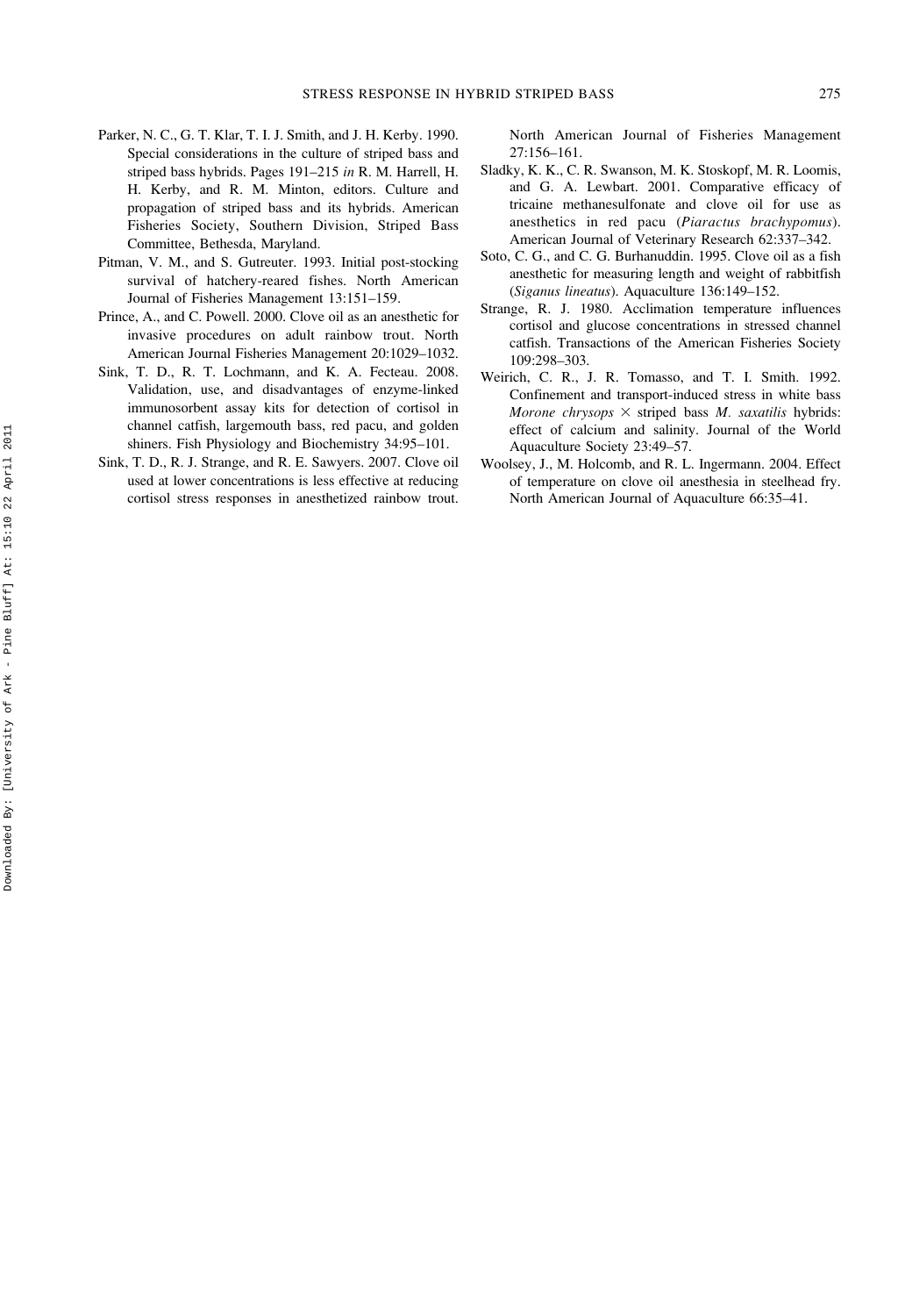Parker, N. C., G. T. Klar, T. I. J. Smith, and J. H. Kerby. 1990. Special considerations in the culture of striped bass and striped bass hybrids. Pages 191–215 *in* R. M. Harrell, H. H. Kerby, and R. M. Minton, editors. Culture and propagation of striped bass and its hybrids. American Fisheries Society, Southern Division, Striped Bass Committee, Bethesda, Maryland.

Pitman, V. M., and S. Gutreuter. 1993. Initial post-stocking survival of hatchery-reared fishes. North American Journal of Fisheries Management 13:151–159.

Prince, A., and C. Powell. 2000. Clove oil as an anesthetic for invasive procedures on adult rainbow trout. North American Journal Fisheries Management 20:1029–1032.

Sink, T. D., R. T. Lochmann, and K. A. Fecteau. 2008. Validation, use, and disadvantages of enzyme-linked immunosorbent assay kits for detection of cortisol in channel catfish, largemouth bass, red pacu, and golden shiners. Fish Physiology and Biochemistry 34:95–101.

Sink, T. D., R. J. Strange, and R. E. Sawyers. 2007. Clove oil used at lower concentrations is less effective at reducing cortisol stress responses in anesthetized rainbow trout. North American Journal of Fisheries Management 27:156–161.

Sladky, K. K., C. R. Swanson, M. K. Stoskopf, M. R. Loomis, and G. A. Lewbart. 2001. Comparative efficacy of tricaine methanesulfonate and clove oil for use as anesthetics in red pacu (*Piaractus brachypomus*). American Journal of Veterinary Research 62:337–342.

Soto, C. G., and C. G. Burhanuddin. 1995. Clove oil as a fish anesthetic for measuring length and weight of rabbitfish (*Siganus lineatus*). Aquaculture 136:149–152.

Strange, R. J. 1980. Acclimation temperature influences cortisol and glucose concentrations in stressed channel catfish. Transactions of the American Fisheries Society 109:298–303.

Weirich, C. R., J. R. Tomasso, and T. I. Smith. 1992. Confinement and transport-induced stress in white bass *Morone chrysops* × striped bass *M. saxatilis* hybrids: effect of calcium and salinity. Journal of the World Aquaculture Society 23:49–57.

Woolsey, J., M. Holcomb, and R. L. Ingermann. 2004. Effect of temperature on clove oil anesthesia in steelhead fry. North American Journal of Aquaculture 66:35–41.